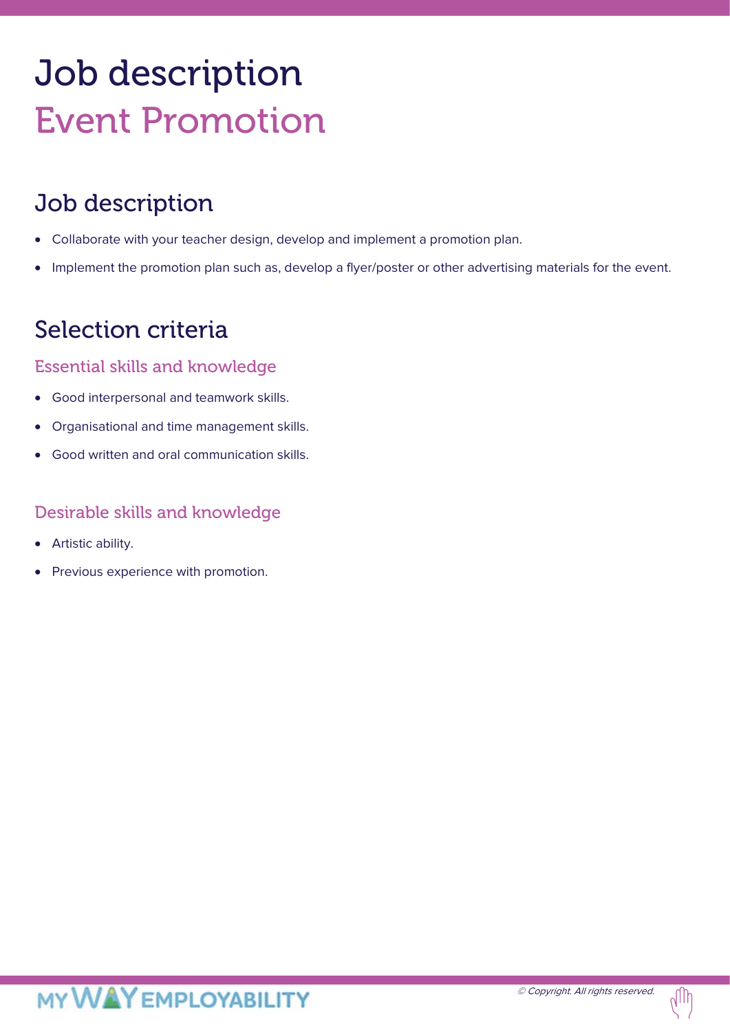# Job description

# Event Promotion

## Job description

- Collaborate with your teacher design, develop and implement a promotion plan.
- Implement the promotion plan such as, develop a flyer/poster or other advertising materials for the event.

## Selection criteria

### Essential skills and knowledge

- Good interpersonal and teamwork skills.
- Organisational and time management skills.
- Good written and oral communication skills.

### Desirable skills and knowledge

- Artistic ability.
- Previous experience with promotion.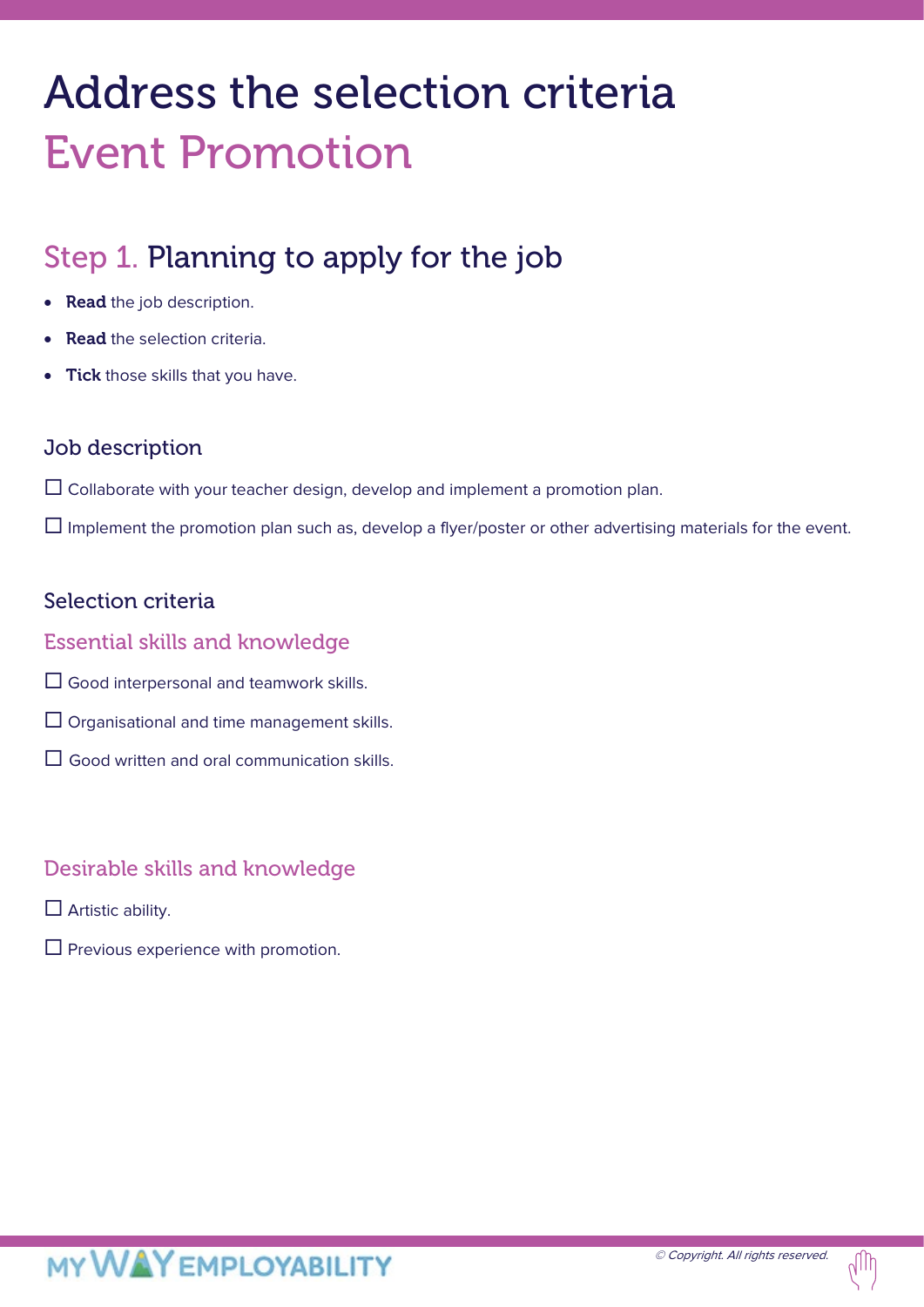# Address the selection criteria
# Event Promotion

## Step 1. Planning to apply for the job

- **Read** the job description.
- **Read** the selection criteria.
- **Tick** those skills that you have.

### Job description

☐ Collaborate with your teacher design, develop and implement a promotion plan.

☐ Implement the promotion plan such as, develop a flyer/poster or other advertising materials for the event.

### Selection criteria

#### Essential skills and knowledge

☐ Good interpersonal and teamwork skills.

☐ Organisational and time management skills.

☐ Good written and oral communication skills.

#### Desirable skills and knowledge

☐ Artistic ability.

☐ Previous experience with promotion.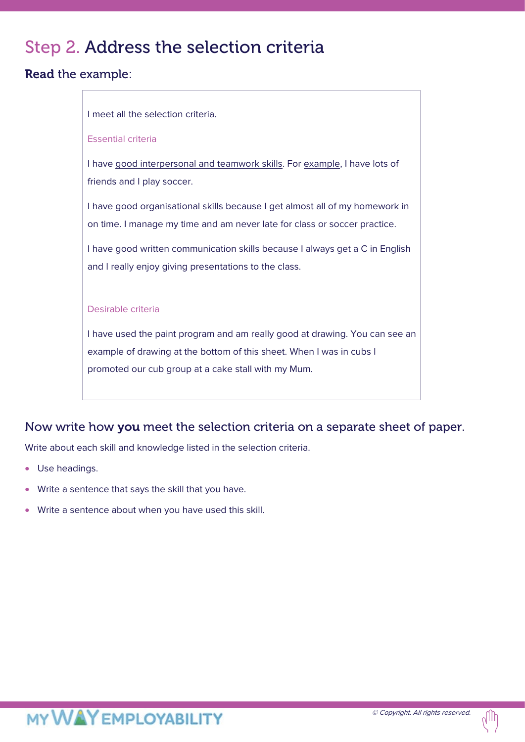# Step 2. Address the selection criteria

**Read** the example:

> I meet all the selection criteria.
>
> Essential criteria
>
> I have good interpersonal and teamwork skills. For example, I have lots of friends and I play soccer.
>
> I have good organisational skills because I get almost all of my homework in on time. I manage my time and am never late for class or soccer practice.
>
> I have good written communication skills because I always get a C in English and I really enjoy giving presentations to the class.
>
> Desirable criteria
>
> I have used the paint program and am really good at drawing. You can see an example of drawing at the bottom of this sheet. When I was in cubs I promoted our cub group at a cake stall with my Mum.

## Now write how **you** meet the selection criteria on a separate sheet of paper.

Write about each skill and knowledge listed in the selection criteria.

- Use headings.
- Write a sentence that says the skill that you have.
- Write a sentence about when you have used this skill.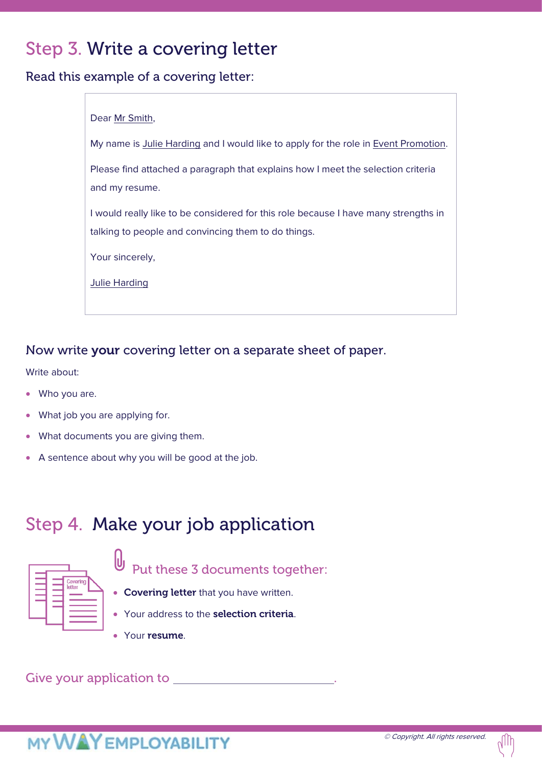## Step 3. Write a covering letter

Read this example of a covering letter:

> Dear Mr Smith,
>
> My name is Julie Harding and I would like to apply for the role in Event Promotion.
>
> Please find attached a paragraph that explains how I meet the selection criteria and my resume.
>
> I would really like to be considered for this role because I have many strengths in talking to people and convincing them to do things.
>
> Your sincerely,
>
> Julie Harding

### Now write **your** covering letter on a separate sheet of paper.

Write about:

- Who you are.
- What job you are applying for.
- What documents you are giving them.
- A sentence about why you will be good at the job.

## Step 4. Make your job application

### Put these 3 documents together:

- **Covering letter** that you have written.
- Your address to the **selection criteria**.
- Your **resume**.

Give your application to ______________________________.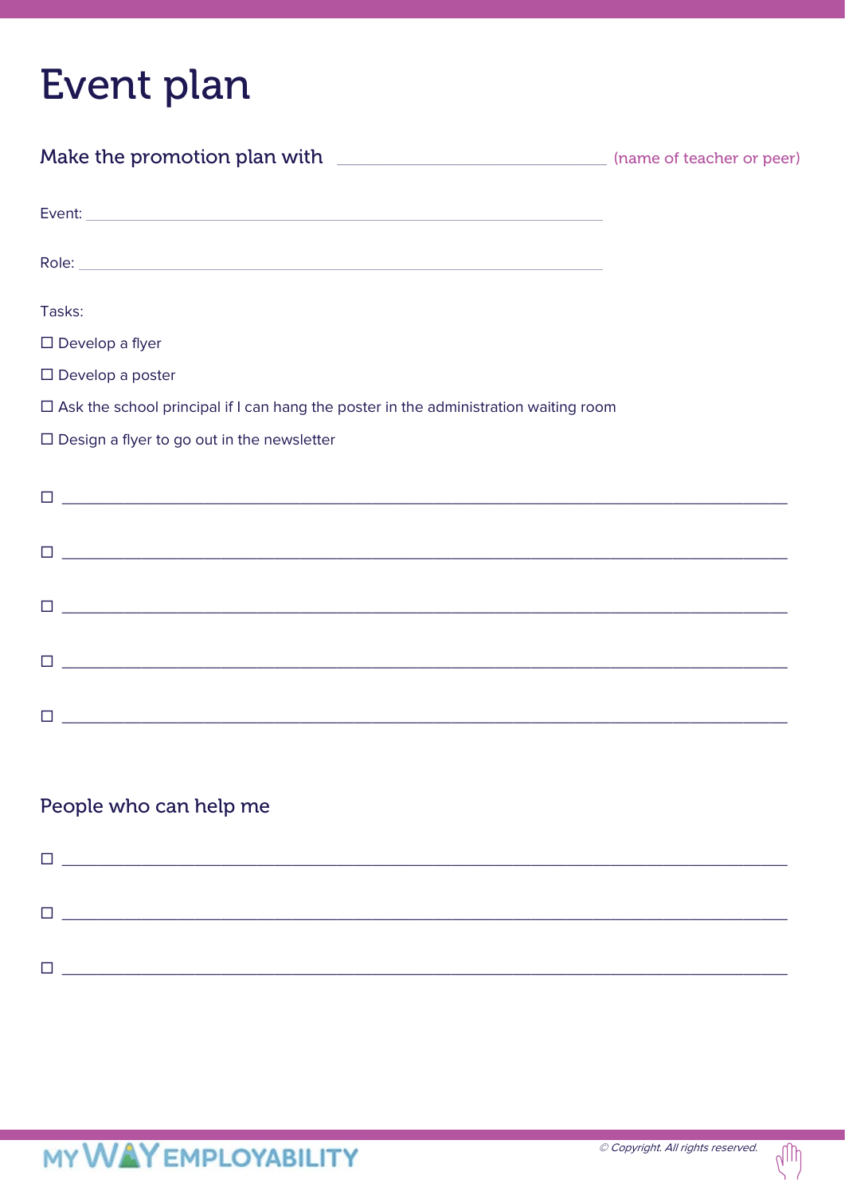# Event plan

## Make the promotion plan with ______________________________ (name of teacher or peer)

Event: ____________________________________________________________

Role: _____________________________________________________________

Tasks:

☐ Develop a flyer

☐ Develop a poster

☐ Ask the school principal if I can hang the poster in the administration waiting room

☐ Design a flyer to go out in the newsletter

☐ ______________________________________________________________________________

☐ ______________________________________________________________________________

☐ ______________________________________________________________________________

☐ ______________________________________________________________________________

☐ ______________________________________________________________________________

## People who can help me

☐ ______________________________________________________________________________

☐ ______________________________________________________________________________

☐ ______________________________________________________________________________

MY WAY EMPLOYABILITY

*© Copyright. All rights reserved.*